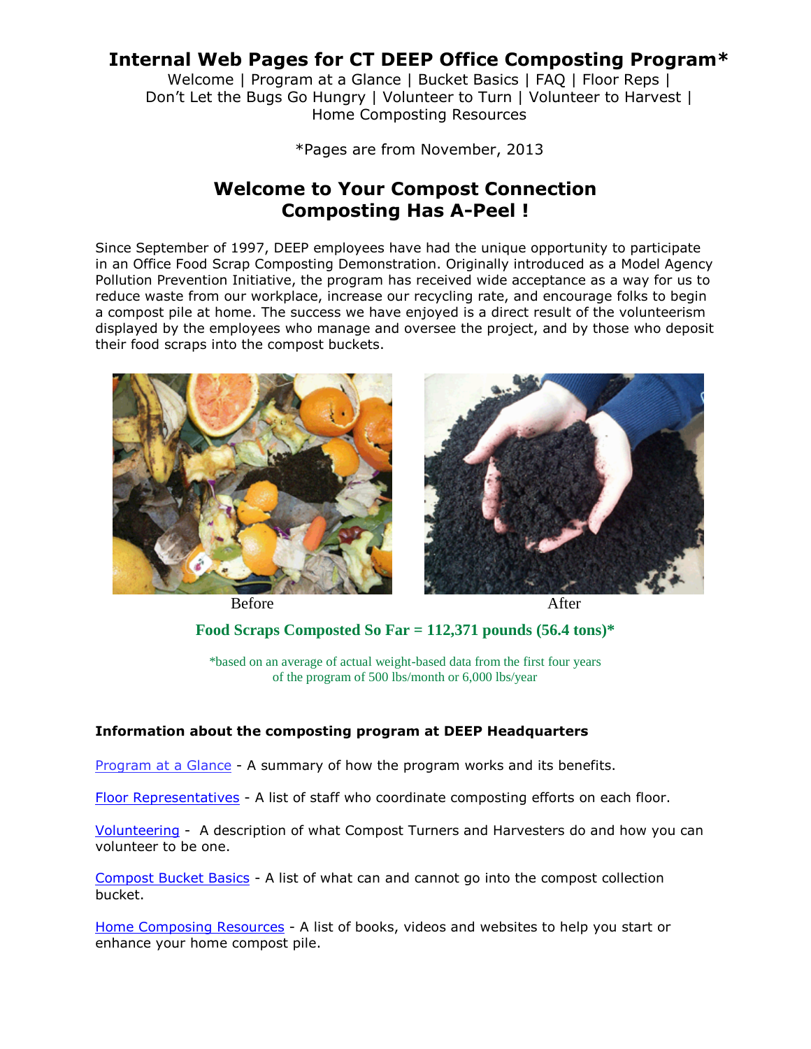# Internal Web Pages for CT DEEP Office Composting Program*

Welcome | Program at a Glance | Bucket Basics | FAQ | Floor Reps |
Don't Let the Bugs Go Hungry | Volunteer to Turn | Volunteer to Harvest |
Home Composting Resources

*Pages are from November, 2013

## Welcome to Your Compost Connection
## Composting Has A-Peel !

Since September of 1997, DEEP employees have had the unique opportunity to participate in an Office Food Scrap Composting Demonstration. Originally introduced as a Model Agency Pollution Prevention Initiative, the program has received wide acceptance as a way for us to reduce waste from our workplace, increase our recycling rate, and encourage folks to begin a compost pile at home. The success we have enjoyed is a direct result of the volunteerism displayed by the employees who manage and oversee the project, and by those who deposit their food scraps into the compost buckets.

Before

After

**Food Scraps Composted So Far = 112,371 pounds (56.4 tons)***

*based on an average of actual weight-based data from the first four years of the program of 500 lbs/month or 6,000 lbs/year

**Information about the composting program at DEEP Headquarters**

Program at a Glance - A summary of how the program works and its benefits.

Floor Representatives - A list of staff who coordinate composting efforts on each floor.

Volunteering - A description of what Compost Turners and Harvesters do and how you can volunteer to be one.

Compost Bucket Basics - A list of what can and cannot go into the compost collection bucket.

Home Composing Resources - A list of books, videos and websites to help you start or enhance your home compost pile.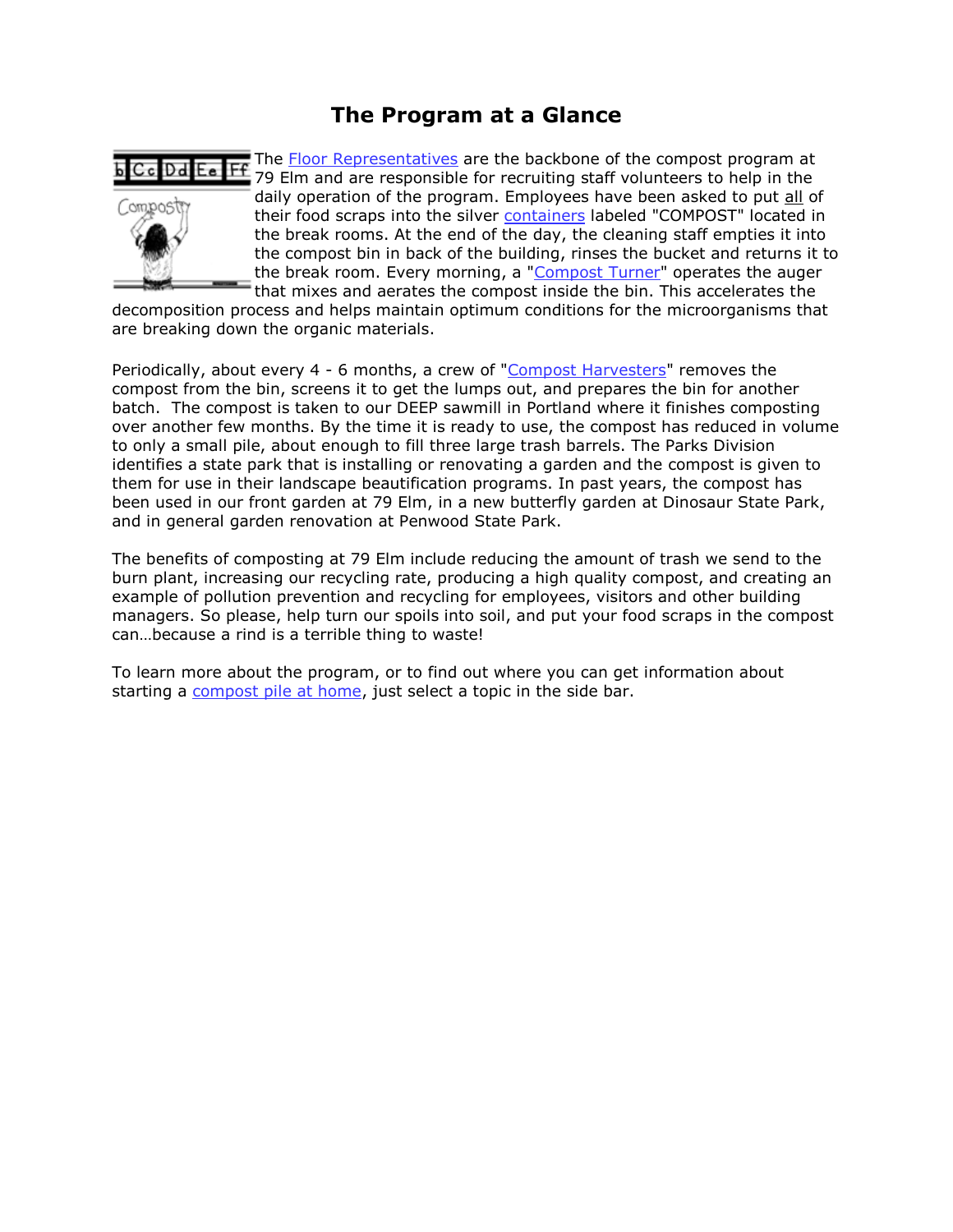# The Program at a Glance

The Floor Representatives are the backbone of the compost program at 79 Elm and are responsible for recruiting staff volunteers to help in the daily operation of the program. Employees have been asked to put all of their food scraps into the silver containers labeled "COMPOST" located in the break rooms. At the end of the day, the cleaning staff empties it into the compost bin in back of the building, rinses the bucket and returns it to the break room. Every morning, a "Compost Turner" operates the auger that mixes and aerates the compost inside the bin. This accelerates the decomposition process and helps maintain optimum conditions for the microorganisms that are breaking down the organic materials.

Periodically, about every 4 - 6 months, a crew of "Compost Harvesters" removes the compost from the bin, screens it to get the lumps out, and prepares the bin for another batch. The compost is taken to our DEEP sawmill in Portland where it finishes composting over another few months. By the time it is ready to use, the compost has reduced in volume to only a small pile, about enough to fill three large trash barrels. The Parks Division identifies a state park that is installing or renovating a garden and the compost is given to them for use in their landscape beautification programs. In past years, the compost has been used in our front garden at 79 Elm, in a new butterfly garden at Dinosaur State Park, and in general garden renovation at Penwood State Park.

The benefits of composting at 79 Elm include reducing the amount of trash we send to the burn plant, increasing our recycling rate, producing a high quality compost, and creating an example of pollution prevention and recycling for employees, visitors and other building managers. So please, help turn our spoils into soil, and put your food scraps in the compost can…because a rind is a terrible thing to waste!

To learn more about the program, or to find out where you can get information about starting a compost pile at home, just select a topic in the side bar.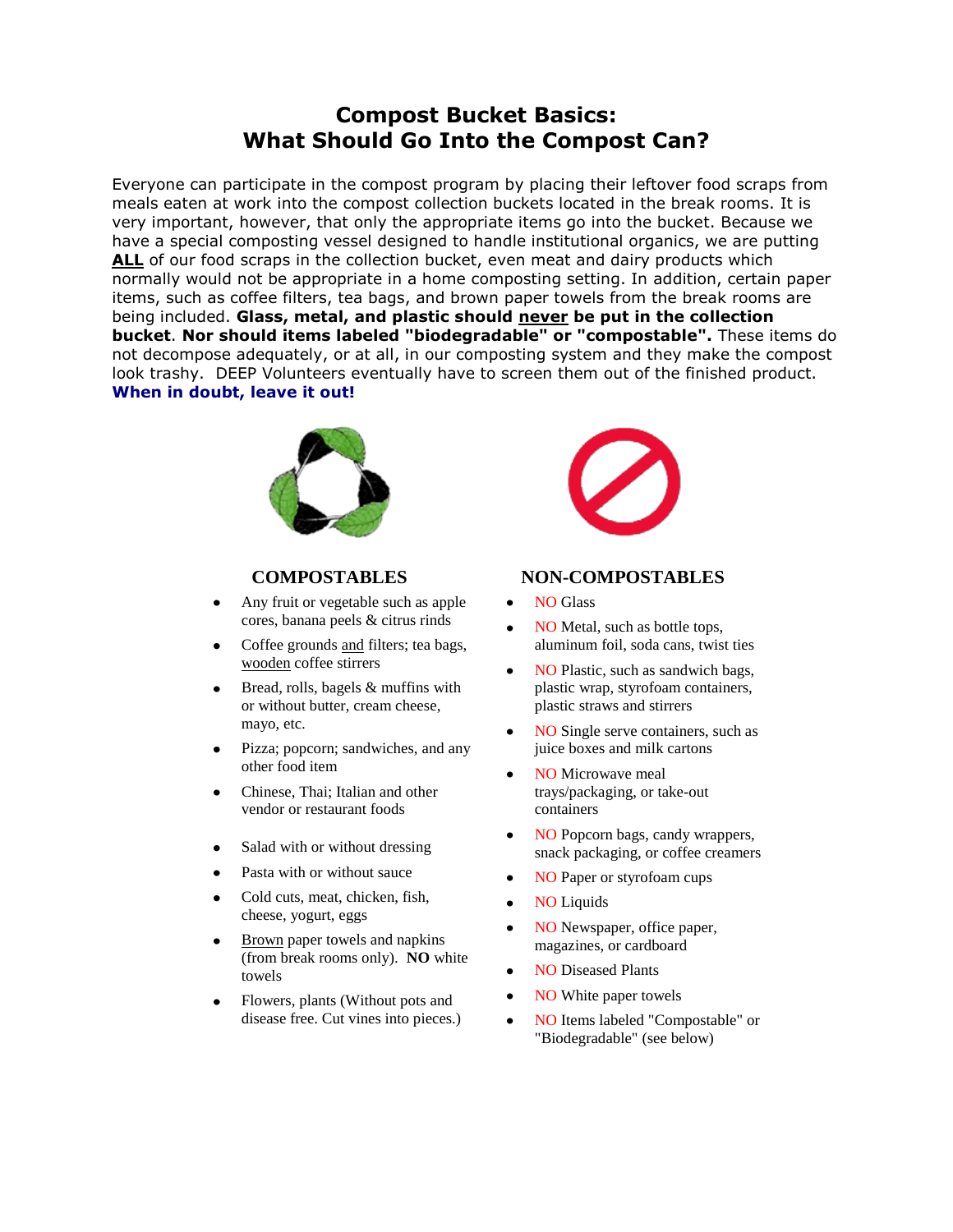# Compost Bucket Basics: What Should Go Into the Compost Can?

Everyone can participate in the compost program by placing their leftover food scraps from meals eaten at work into the compost collection buckets located in the break rooms. It is very important, however, that only the appropriate items go into the bucket. Because we have a special composting vessel designed to handle institutional organics, we are putting <u>**ALL**</u> of our food scraps in the collection bucket, even meat and dairy products which normally would not be appropriate in a home composting setting. In addition, certain paper items, such as coffee filters, tea bags, and brown paper towels from the break rooms are being included. **Glass, metal, and plastic should <u>never</u> be put in the collection bucket**. **Nor should items labeled "biodegradable" or "compostable".** These items do not decompose adequately, or at all, in our composting system and they make the compost look trashy. DEEP Volunteers eventually have to screen them out of the finished product. **When in doubt, leave it out!**

## COMPOSTABLES

- Any fruit or vegetable such as apple cores, banana peels & citrus rinds
- Coffee grounds <u>and</u> filters; tea bags, <u>wooden</u> coffee stirrers
- Bread, rolls, bagels & muffins with or without butter, cream cheese, mayo, etc.
- Pizza; popcorn; sandwiches, and any other food item
- Chinese, Thai; Italian and other vendor or restaurant foods
- Salad with or without dressing
- Pasta with or without sauce
- Cold cuts, meat, chicken, fish, cheese, yogurt, eggs
- <u>Brown</u> paper towels and napkins (from break rooms only). **NO** white towels
- Flowers, plants (Without pots and disease free. Cut vines into pieces.)

## NON-COMPOSTABLES

- NO Glass
- NO Metal, such as bottle tops, aluminum foil, soda cans, twist ties
- NO Plastic, such as sandwich bags, plastic wrap, styrofoam containers, plastic straws and stirrers
- NO Single serve containers, such as juice boxes and milk cartons
- NO Microwave meal trays/packaging, or take-out containers
- NO Popcorn bags, candy wrappers, snack packaging, or coffee creamers
- NO Paper or styrofoam cups
- NO Liquids
- NO Newspaper, office paper, magazines, or cardboard
- NO Diseased Plants
- NO White paper towels
- NO Items labeled "Compostable" or "Biodegradable" (see below)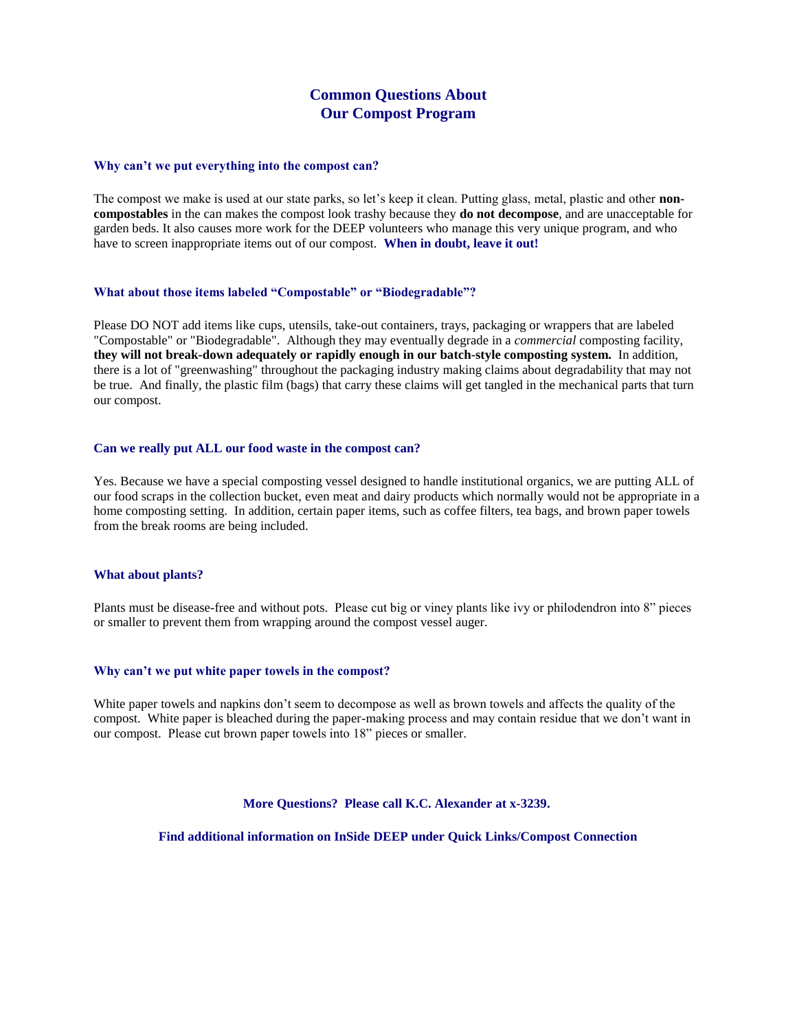# Common Questions About Our Compost Program

### Why can't we put everything into the compost can?

The compost we make is used at our state parks, so let's keep it clean. Putting glass, metal, plastic and other **non-compostables** in the can makes the compost look trashy because they **do not decompose**, and are unacceptable for garden beds. It also causes more work for the DEEP volunteers who manage this very unique program, and who have to screen inappropriate items out of our compost. **When in doubt, leave it out!**

### What about those items labeled "Compostable" or "Biodegradable"?

Please DO NOT add items like cups, utensils, take-out containers, trays, packaging or wrappers that are labeled "Compostable" or "Biodegradable". Although they may eventually degrade in a *commercial* composting facility, **they will not break-down adequately or rapidly enough in our batch-style composting system.** In addition, there is a lot of "greenwashing" throughout the packaging industry making claims about degradability that may not be true. And finally, the plastic film (bags) that carry these claims will get tangled in the mechanical parts that turn our compost.

### Can we really put ALL our food waste in the compost can?

Yes. Because we have a special composting vessel designed to handle institutional organics, we are putting ALL of our food scraps in the collection bucket, even meat and dairy products which normally would not be appropriate in a home composting setting. In addition, certain paper items, such as coffee filters, tea bags, and brown paper towels from the break rooms are being included.

### What about plants?

Plants must be disease-free and without pots. Please cut big or viney plants like ivy or philodendron into 8" pieces or smaller to prevent them from wrapping around the compost vessel auger.

### Why can't we put white paper towels in the compost?

White paper towels and napkins don't seem to decompose as well as brown towels and affects the quality of the compost. White paper is bleached during the paper-making process and may contain residue that we don't want in our compost. Please cut brown paper towels into 18" pieces or smaller.

**More Questions? Please call K.C. Alexander at x-3239.**

**Find additional information on InSide DEEP under Quick Links/Compost Connection**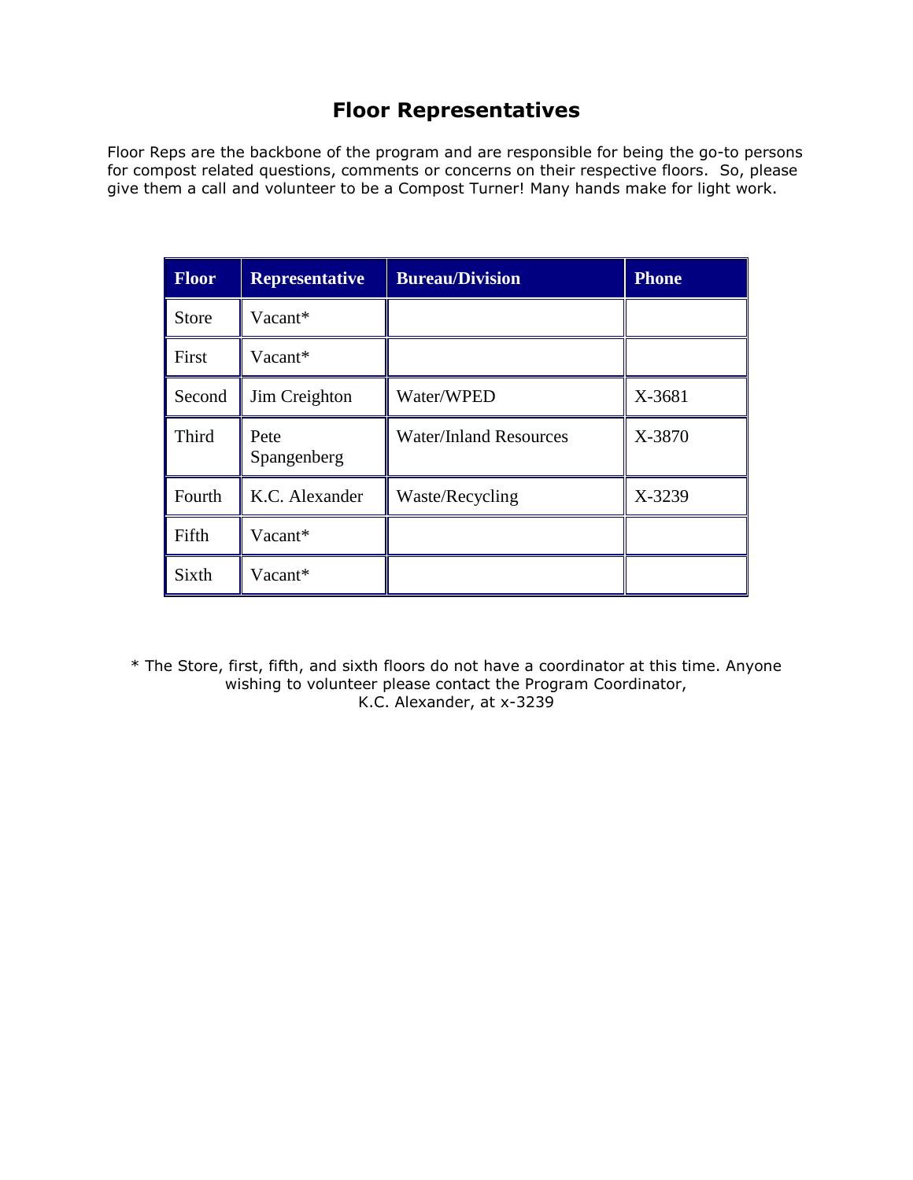# Floor Representatives

Floor Reps are the backbone of the program and are responsible for being the go-to persons for compost related questions, comments or concerns on their respective floors. So, please give them a call and volunteer to be a Compost Turner! Many hands make for light work.

| Floor | Representative | Bureau/Division | Phone |
|---|---|---|---|
| Store | Vacant* | | |
| First | Vacant* | | |
| Second | Jim Creighton | Water/WPED | X-3681 |
| Third | Pete Spangenberg | Water/Inland Resources | X-3870 |
| Fourth | K.C. Alexander | Waste/Recycling | X-3239 |
| Fifth | Vacant* | | |
| Sixth | Vacant* | | |

\* The Store, first, fifth, and sixth floors do not have a coordinator at this time. Anyone wishing to volunteer please contact the Program Coordinator, K.C. Alexander, at x-3239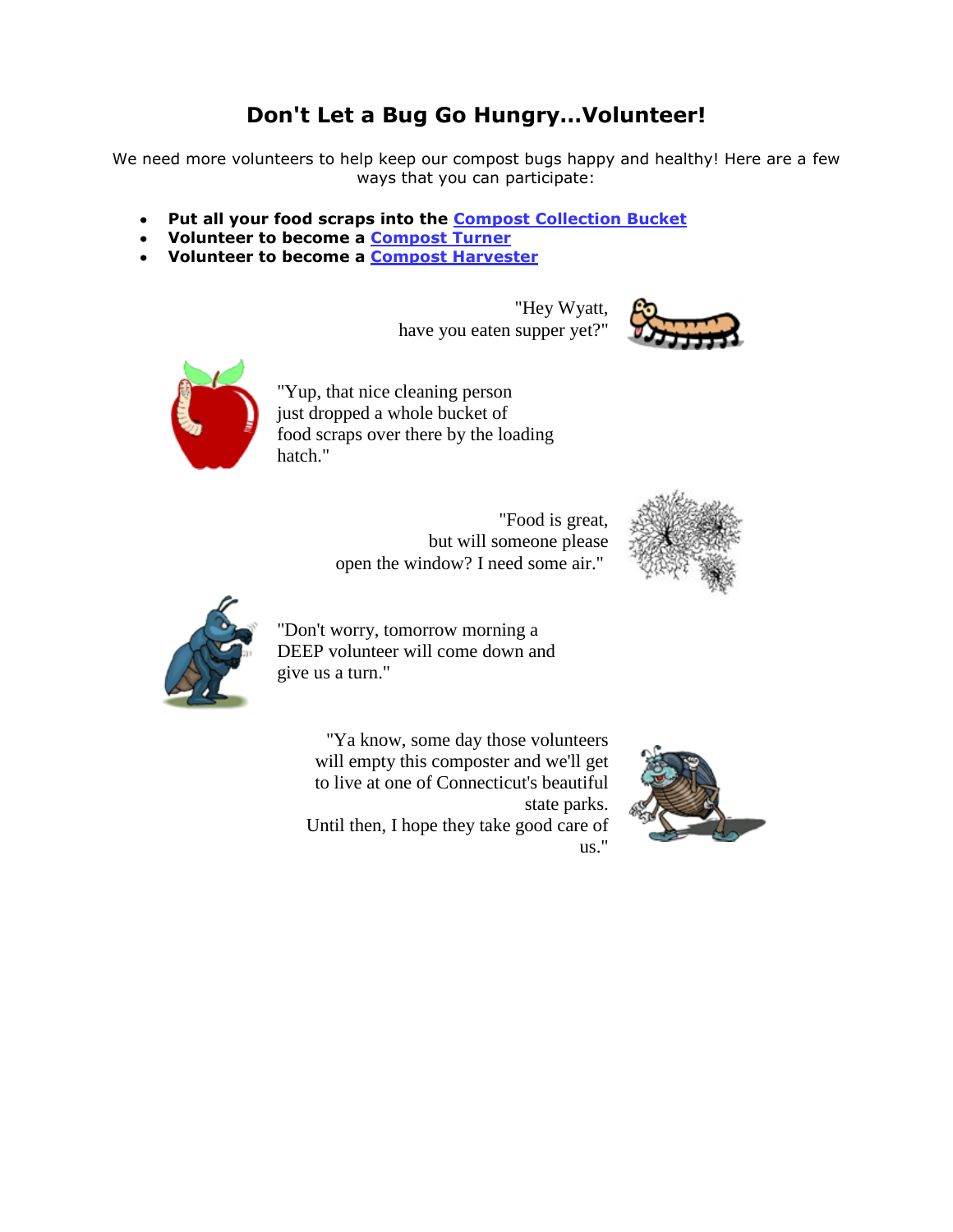# Don't Let a Bug Go Hungry...Volunteer!

We need more volunteers to help keep our compost bugs happy and healthy! Here are a few ways that you can participate:

- **Put all your food scraps into the Compost Collection Bucket**
- **Volunteer to become a Compost Turner**
- **Volunteer to become a Compost Harvester**

"Hey Wyatt, have you eaten supper yet?"

"Yup, that nice cleaning person just dropped a whole bucket of food scraps over there by the loading hatch."

"Food is great, but will someone please open the window? I need some air."

"Don't worry, tomorrow morning a DEEP volunteer will come down and give us a turn."

"Ya know, some day those volunteers will empty this composter and we'll get to live at one of Connecticut's beautiful state parks. Until then, I hope they take good care of us."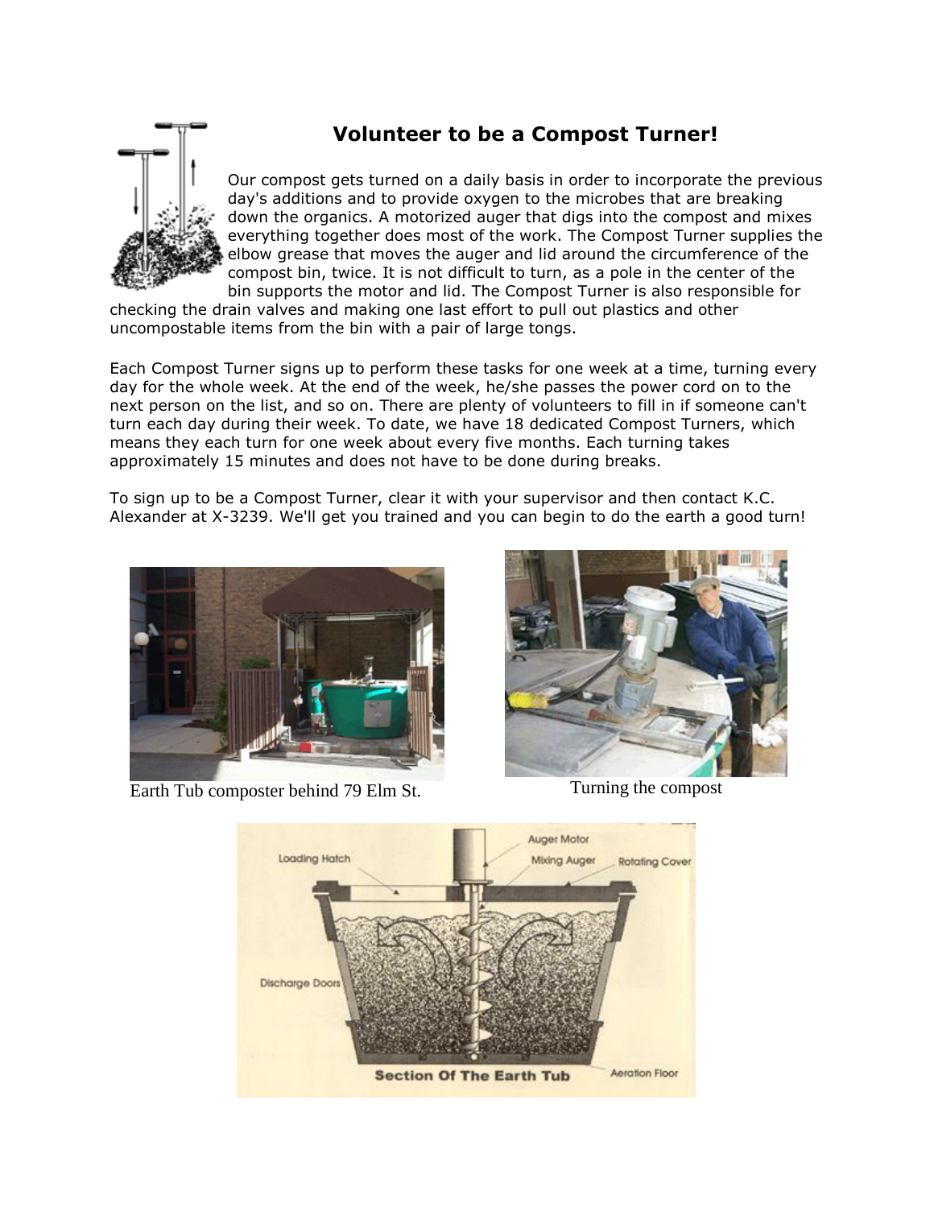## Volunteer to be a Compost Turner!

Our compost gets turned on a daily basis in order to incorporate the previous day's additions and to provide oxygen to the microbes that are breaking down the organics. A motorized auger that digs into the compost and mixes everything together does most of the work. The Compost Turner supplies the elbow grease that moves the auger and lid around the circumference of the compost bin, twice. It is not difficult to turn, as a pole in the center of the bin supports the motor and lid. The Compost Turner is also responsible for checking the drain valves and making one last effort to pull out plastics and other uncompostable items from the bin with a pair of large tongs.

Each Compost Turner signs up to perform these tasks for one week at a time, turning every day for the whole week. At the end of the week, he/she passes the power cord on to the next person on the list, and so on. There are plenty of volunteers to fill in if someone can't turn each day during their week. To date, we have 18 dedicated Compost Turners, which means they each turn for one week about every five months. Each turning takes approximately 15 minutes and does not have to be done during breaks.

To sign up to be a Compost Turner, clear it with your supervisor and then contact K.C. Alexander at X-3239. We'll get you trained and you can begin to do the earth a good turn!

Earth Tub composter behind 79 Elm St.

Turning the compost

Section Of The Earth Tub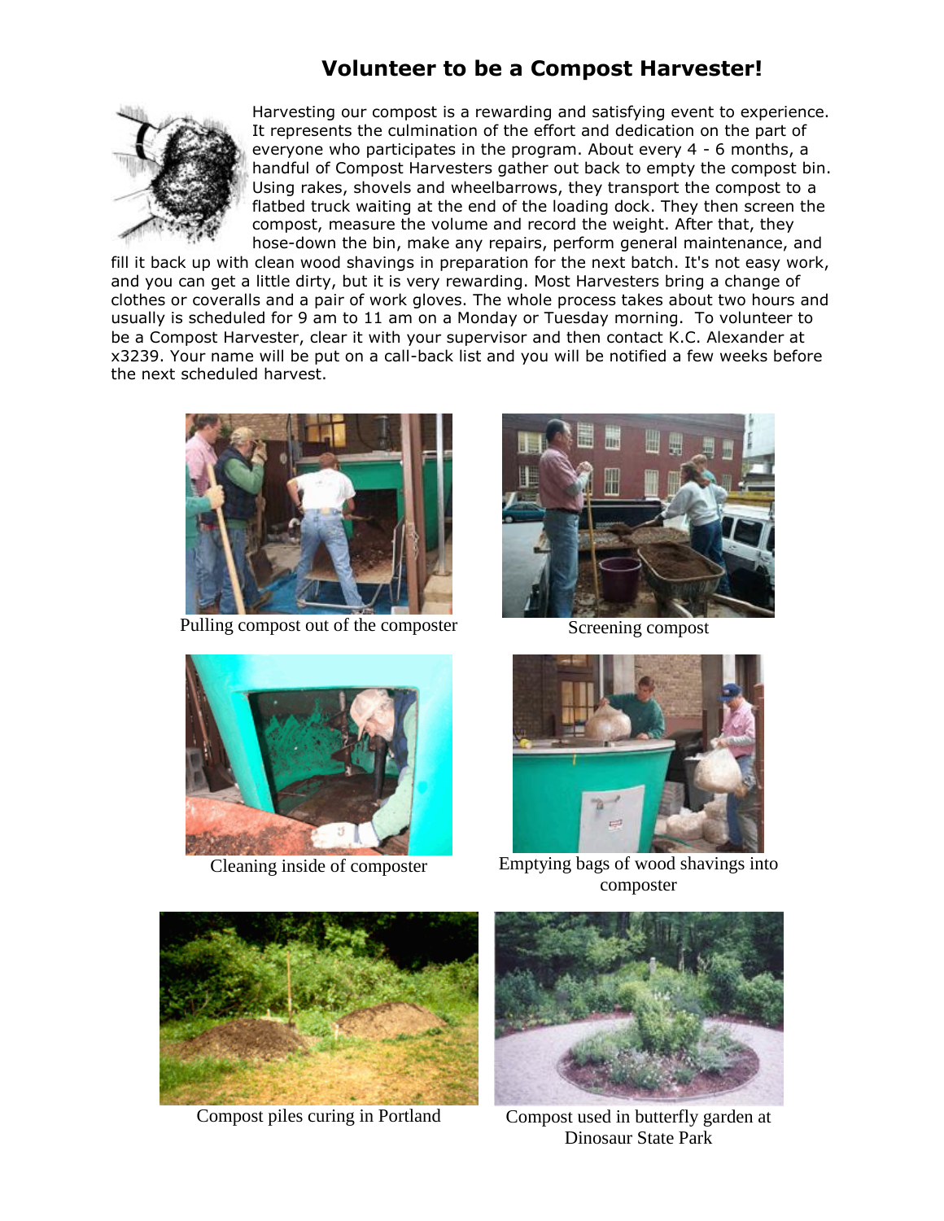## Volunteer to be a Compost Harvester!

Harvesting our compost is a rewarding and satisfying event to experience. It represents the culmination of the effort and dedication on the part of everyone who participates in the program. About every 4 - 6 months, a handful of Compost Harvesters gather out back to empty the compost bin. Using rakes, shovels and wheelbarrows, they transport the compost to a flatbed truck waiting at the end of the loading dock. They then screen the compost, measure the volume and record the weight. After that, they hose-down the bin, make any repairs, perform general maintenance, and fill it back up with clean wood shavings in preparation for the next batch. It's not easy work, and you can get a little dirty, but it is very rewarding. Most Harvesters bring a change of clothes or coveralls and a pair of work gloves. The whole process takes about two hours and usually is scheduled for 9 am to 11 am on a Monday or Tuesday morning. To volunteer to be a Compost Harvester, clear it with your supervisor and then contact K.C. Alexander at x3239. Your name will be put on a call-back list and you will be notified a few weeks before the next scheduled harvest.

Pulling compost out of the composter

Screening compost

Cleaning inside of composter

Emptying bags of wood shavings into composter

Compost piles curing in Portland

Compost used in butterfly garden at Dinosaur State Park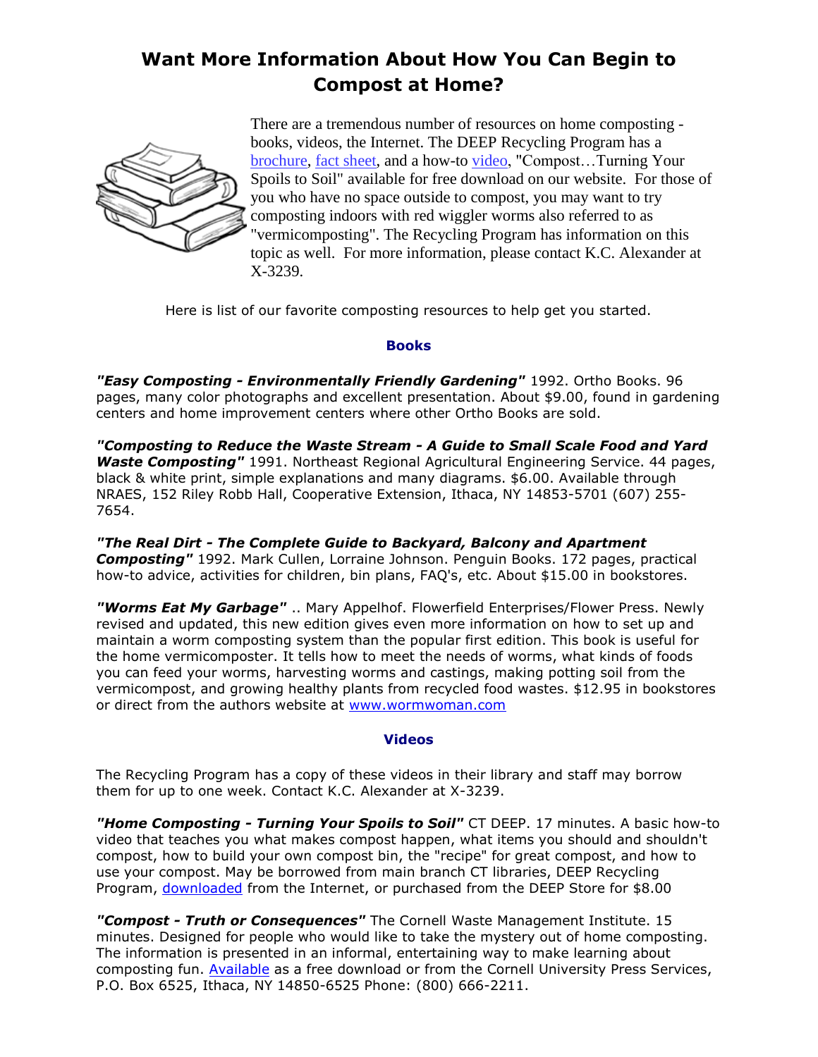# Want More Information About How You Can Begin to Compost at Home?

There are a tremendous number of resources on home composting - books, videos, the Internet. The DEEP Recycling Program has a brochure, fact sheet, and a how-to video, "Compost…Turning Your Spoils to Soil" available for free download on our website. For those of you who have no space outside to compost, you may want to try composting indoors with red wiggler worms also referred to as "vermicomposting". The Recycling Program has information on this topic as well. For more information, please contact K.C. Alexander at X-3239.

Here is list of our favorite composting resources to help get you started.

### Books

***"Easy Composting - Environmentally Friendly Gardening"*** 1992. Ortho Books. 96 pages, many color photographs and excellent presentation. About $9.00, found in gardening centers and home improvement centers where other Ortho Books are sold.

***"Composting to Reduce the Waste Stream - A Guide to Small Scale Food and Yard Waste Composting"*** 1991. Northeast Regional Agricultural Engineering Service. 44 pages, black & white print, simple explanations and many diagrams. $6.00. Available through NRAES, 152 Riley Robb Hall, Cooperative Extension, Ithaca, NY 14853-5701 (607) 255-7654.

***"The Real Dirt - The Complete Guide to Backyard, Balcony and Apartment Composting"*** 1992. Mark Cullen, Lorraine Johnson. Penguin Books. 172 pages, practical how-to advice, activities for children, bin plans, FAQ's, etc. About $15.00 in bookstores.

***"Worms Eat My Garbage"*** .. Mary Appelhof. Flowerfield Enterprises/Flower Press. Newly revised and updated, this new edition gives even more information on how to set up and maintain a worm composting system than the popular first edition. This book is useful for the home vermicomposter. It tells how to meet the needs of worms, what kinds of foods you can feed your worms, harvesting worms and castings, making potting soil from the vermicompost, and growing healthy plants from recycled food wastes. $12.95 in bookstores or direct from the authors website at www.wormwoman.com

### Videos

The Recycling Program has a copy of these videos in their library and staff may borrow them for up to one week. Contact K.C. Alexander at X-3239.

***"Home Composting - Turning Your Spoils to Soil"*** CT DEEP. 17 minutes. A basic how-to video that teaches you what makes compost happen, what items you should and shouldn't compost, how to build your own compost bin, the "recipe" for great compost, and how to use your compost. May be borrowed from main branch CT libraries, DEEP Recycling Program, downloaded from the Internet, or purchased from the DEEP Store for $8.00

***"Compost - Truth or Consequences"*** The Cornell Waste Management Institute. 15 minutes. Designed for people who would like to take the mystery out of home composting. The information is presented in an informal, entertaining way to make learning about composting fun. Available as a free download or from the Cornell University Press Services, P.O. Box 6525, Ithaca, NY 14850-6525 Phone: (800) 666-2211.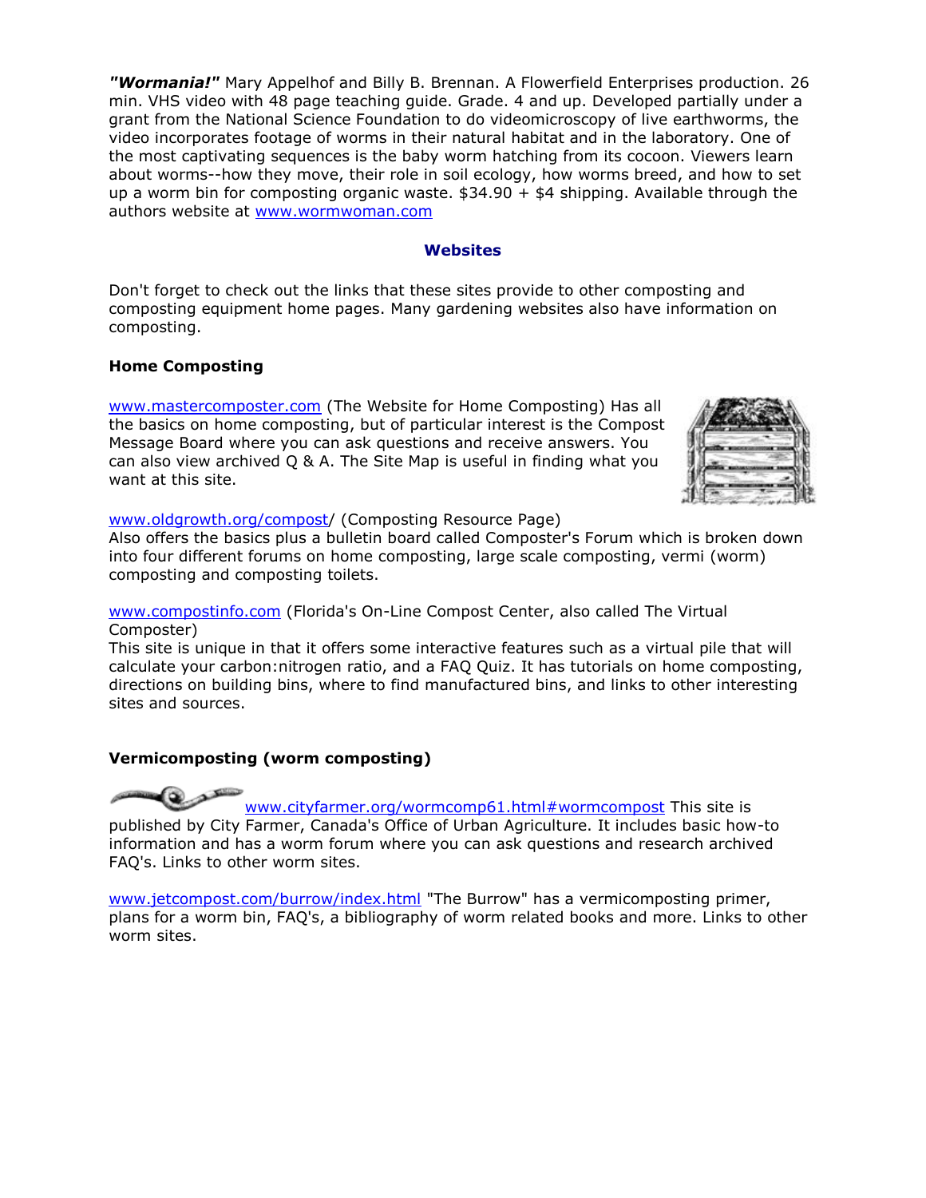***"Wormania!"*** Mary Appelhof and Billy B. Brennan. A Flowerfield Enterprises production. 26 min. VHS video with 48 page teaching guide. Grade. 4 and up. Developed partially under a grant from the National Science Foundation to do videomicroscopy of live earthworms, the video incorporates footage of worms in their natural habitat and in the laboratory. One of the most captivating sequences is the baby worm hatching from its cocoon. Viewers learn about worms--how they move, their role in soil ecology, how worms breed, and how to set up a worm bin for composting organic waste. $34.90 + $4 shipping. Available through the authors website at www.wormwoman.com

## Websites

Don't forget to check out the links that these sites provide to other composting and composting equipment home pages. Many gardening websites also have information on composting.

### Home Composting

www.mastercomposter.com (The Website for Home Composting) Has all the basics on home composting, but of particular interest is the Compost Message Board where you can ask questions and receive answers. You can also view archived Q & A. The Site Map is useful in finding what you want at this site.

www.oldgrowth.org/compost/ (Composting Resource Page)
Also offers the basics plus a bulletin board called Composter's Forum which is broken down into four different forums on home composting, large scale composting, vermi (worm) composting and composting toilets.

www.compostinfo.com (Florida's On-Line Compost Center, also called The Virtual Composter)
This site is unique in that it offers some interactive features such as a virtual pile that will calculate your carbon:nitrogen ratio, and a FAQ Quiz. It has tutorials on home composting, directions on building bins, where to find manufactured bins, and links to other interesting sites and sources.

### Vermicomposting (worm composting)

www.cityfarmer.org/wormcomp61.html#wormcompost This site is published by City Farmer, Canada's Office of Urban Agriculture. It includes basic how-to information and has a worm forum where you can ask questions and research archived FAQ's. Links to other worm sites.

www.jetcompost.com/burrow/index.html "The Burrow" has a vermicomposting primer, plans for a worm bin, FAQ's, a bibliography of worm related books and more. Links to other worm sites.